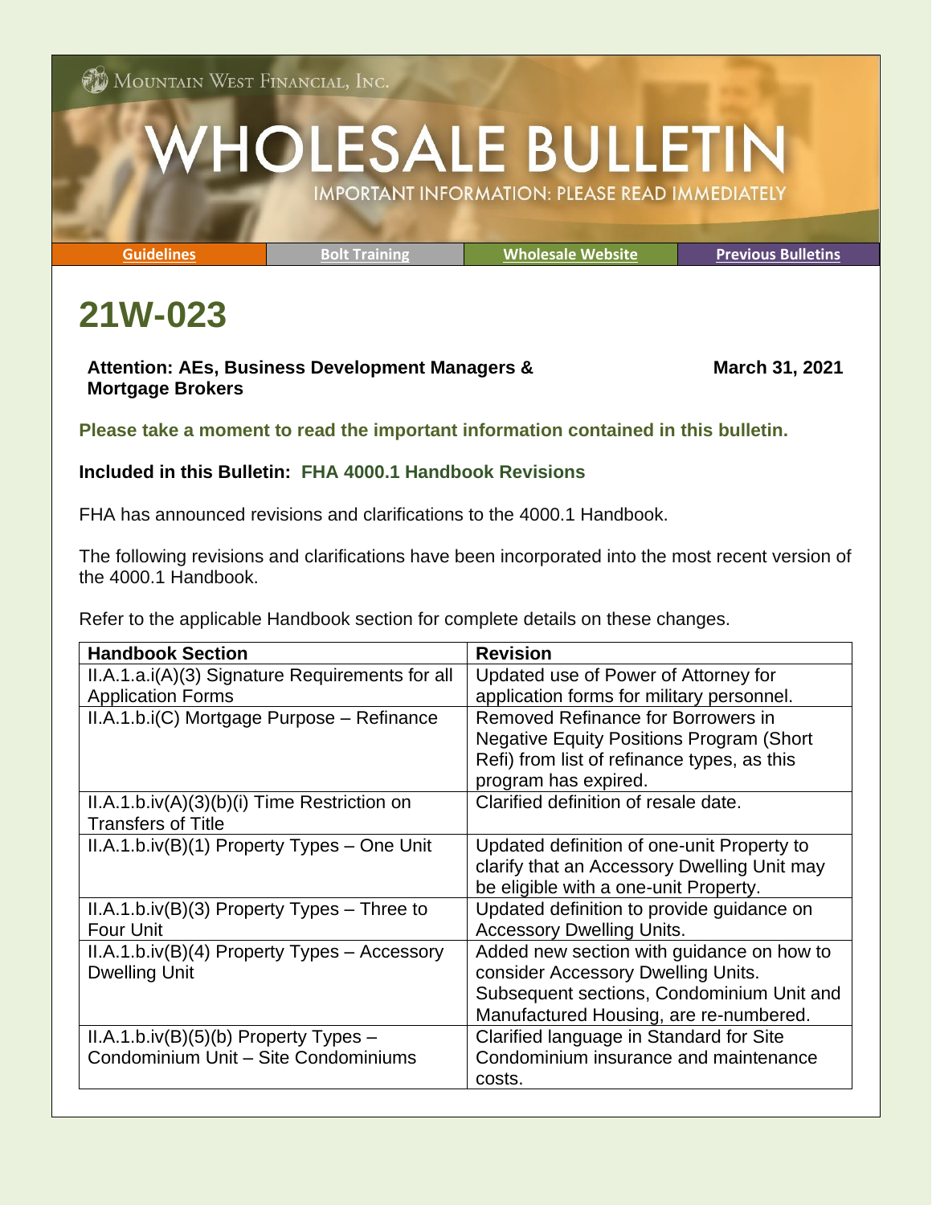Mountain West Financial, Inc.

# WHOLESALE BULLETIN

IMPORTANT INFORMATION: PLEASE READ IMMEDIATELY

| Guidelines | Bolt Training | Wholesale Website | Previous Bulletins |
|---|---|---|---|

# 21W-023

**Attention: AEs, Business Development Managers & Mortgage Brokers**

**March 31, 2021**

**Please take a moment to read the important information contained in this bulletin.**

**Included in this Bulletin: FHA 4000.1 Handbook Revisions**

FHA has announced revisions and clarifications to the 4000.1 Handbook.

The following revisions and clarifications have been incorporated into the most recent version of the 4000.1 Handbook.

Refer to the applicable Handbook section for complete details on these changes.

| Handbook Section | Revision |
|---|---|
| II.A.1.a.i(A)(3) Signature Requirements for all Application Forms | Updated use of Power of Attorney for application forms for military personnel. |
| II.A.1.b.i(C) Mortgage Purpose – Refinance | Removed Refinance for Borrowers in Negative Equity Positions Program (Short Refi) from list of refinance types, as this program has expired. |
| II.A.1.b.iv(A)(3)(b)(i) Time Restriction on Transfers of Title | Clarified definition of resale date. |
| II.A.1.b.iv(B)(1) Property Types – One Unit | Updated definition of one-unit Property to clarify that an Accessory Dwelling Unit may be eligible with a one-unit Property. |
| II.A.1.b.iv(B)(3) Property Types – Three to Four Unit | Updated definition to provide guidance on Accessory Dwelling Units. |
| II.A.1.b.iv(B)(4) Property Types – Accessory Dwelling Unit | Added new section with guidance on how to consider Accessory Dwelling Units. Subsequent sections, Condominium Unit and Manufactured Housing, are re-numbered. |
| II.A.1.b.iv(B)(5)(b) Property Types – Condominium Unit – Site Condominiums | Clarified language in Standard for Site Condominium insurance and maintenance costs. |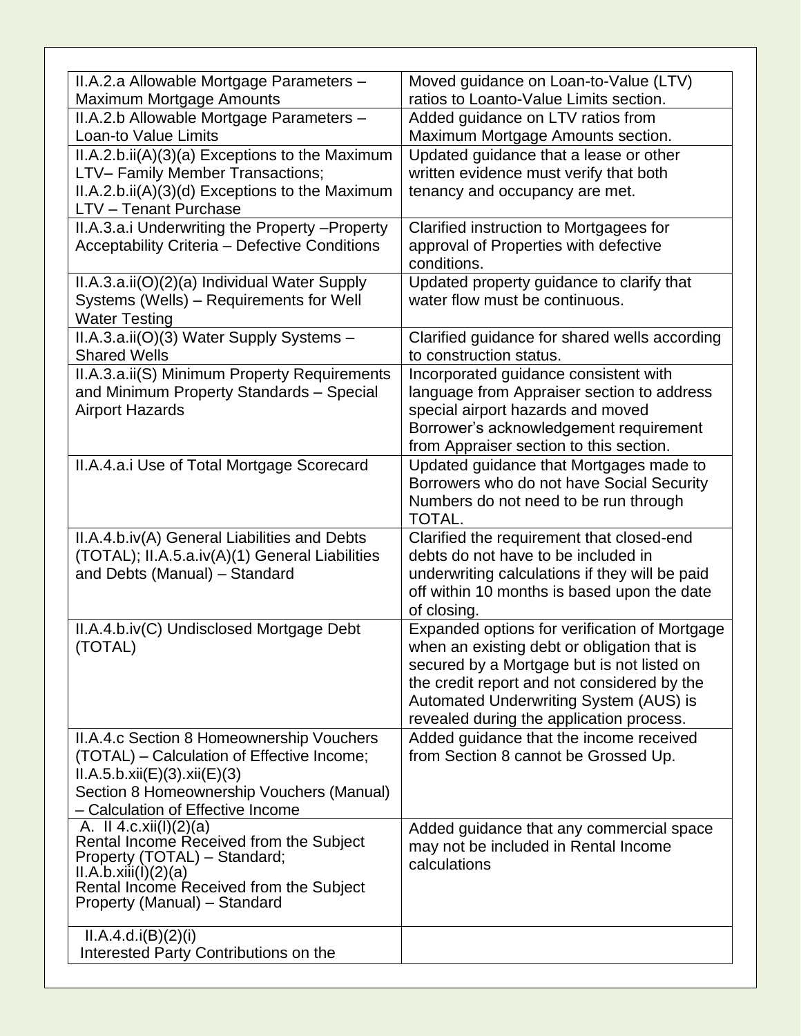| | |
|---|---|
| II.A.2.a Allowable Mortgage Parameters – Maximum Mortgage Amounts | Moved guidance on Loan-to-Value (LTV) ratios to Loanto-Value Limits section. |
| II.A.2.b Allowable Mortgage Parameters – Loan-to Value Limits | Added guidance on LTV ratios from Maximum Mortgage Amounts section. |
| II.A.2.b.ii(A)(3)(a) Exceptions to the Maximum LTV– Family Member Transactions; II.A.2.b.ii(A)(3)(d) Exceptions to the Maximum LTV – Tenant Purchase | Updated guidance that a lease or other written evidence must verify that both tenancy and occupancy are met. |
| II.A.3.a.i Underwriting the Property –Property Acceptability Criteria – Defective Conditions | Clarified instruction to Mortgagees for approval of Properties with defective conditions. |
| II.A.3.a.ii(O)(2)(a) Individual Water Supply Systems (Wells) – Requirements for Well Water Testing | Updated property guidance to clarify that water flow must be continuous. |
| II.A.3.a.ii(O)(3) Water Supply Systems – Shared Wells | Clarified guidance for shared wells according to construction status. |
| II.A.3.a.ii(S) Minimum Property Requirements and Minimum Property Standards – Special Airport Hazards | Incorporated guidance consistent with language from Appraiser section to address special airport hazards and moved Borrower's acknowledgement requirement from Appraiser section to this section. |
| II.A.4.a.i Use of Total Mortgage Scorecard | Updated guidance that Mortgages made to Borrowers who do not have Social Security Numbers do not need to be run through TOTAL. |
| II.A.4.b.iv(A) General Liabilities and Debts (TOTAL); II.A.5.a.iv(A)(1) General Liabilities and Debts (Manual) – Standard | Clarified the requirement that closed-end debts do not have to be included in underwriting calculations if they will be paid off within 10 months is based upon the date of closing. |
| II.A.4.b.iv(C) Undisclosed Mortgage Debt (TOTAL) | Expanded options for verification of Mortgage when an existing debt or obligation that is secured by a Mortgage but is not listed on the credit report and not considered by the Automated Underwriting System (AUS) is revealed during the application process. |
| II.A.4.c Section 8 Homeownership Vouchers (TOTAL) – Calculation of Effective Income; II.A.5.b.xii(E)(3).xii(E)(3) Section 8 Homeownership Vouchers (Manual) – Calculation of Effective Income | Added guidance that the income received from Section 8 cannot be Grossed Up. |
| A. II 4.c.xii(I)(2)(a) Rental Income Received from the Subject Property (TOTAL) – Standard; II.A.b.xiii(I)(2)(a) Rental Income Received from the Subject Property (Manual) – Standard | Added guidance that any commercial space may not be included in Rental Income calculations |
| II.A.4.d.i(B)(2)(i) Interested Party Contributions on the | |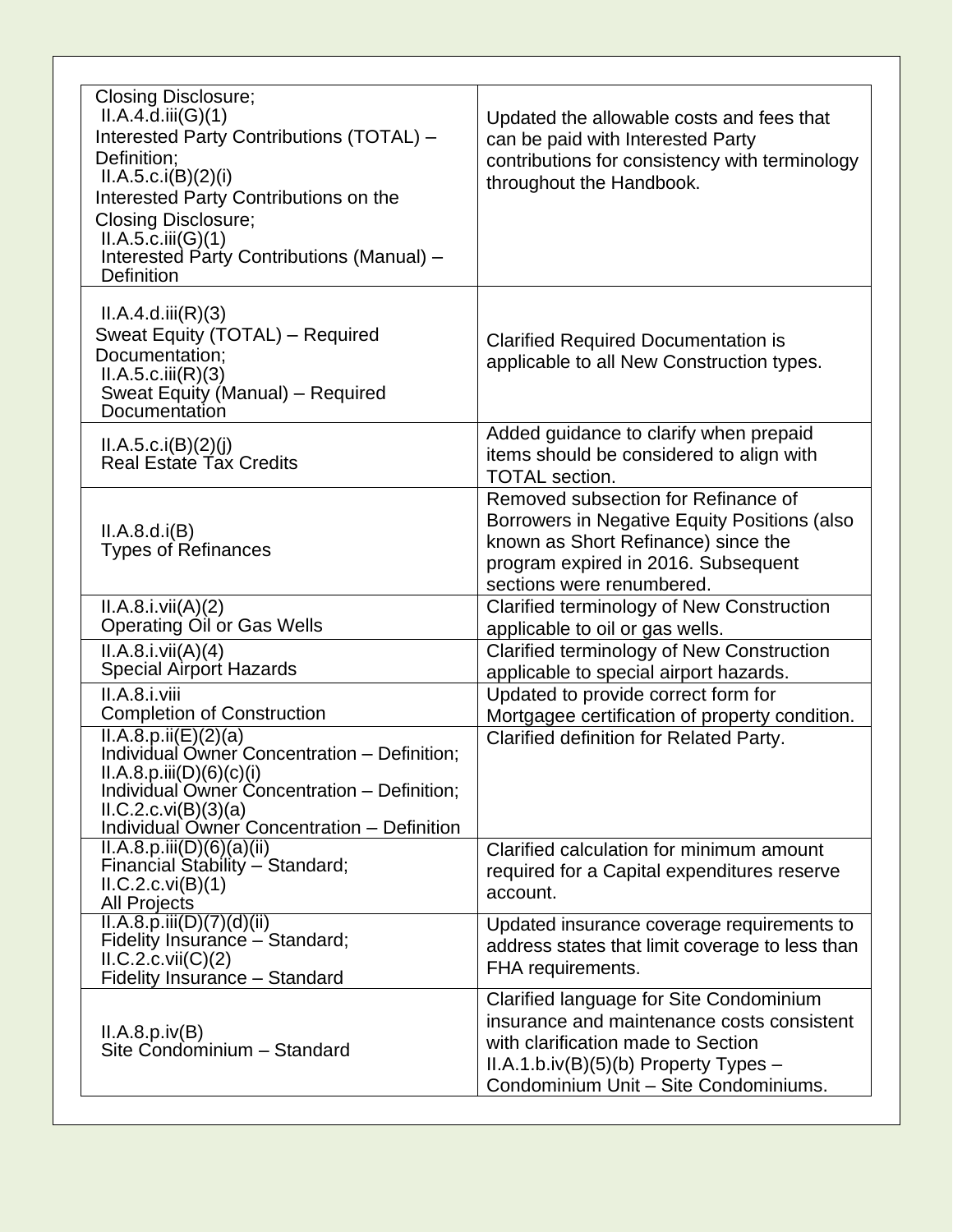| | |
|---|---|
| Closing Disclosure; II.A.4.d.iii(G)(1) Interested Party Contributions (TOTAL) – Definition; II.A.5.c.i(B)(2)(i) Interested Party Contributions on the Closing Disclosure; II.A.5.c.iii(G)(1) Interested Party Contributions (Manual) – Definition | Updated the allowable costs and fees that can be paid with Interested Party contributions for consistency with terminology throughout the Handbook. |
| II.A.4.d.iii(R)(3) Sweat Equity (TOTAL) – Required Documentation; II.A.5.c.iii(R)(3) Sweat Equity (Manual) – Required Documentation | Clarified Required Documentation is applicable to all New Construction types. |
| II.A.5.c.i(B)(2)(j) Real Estate Tax Credits | Added guidance to clarify when prepaid items should be considered to align with TOTAL section. |
| II.A.8.d.i(B) Types of Refinances | Removed subsection for Refinance of Borrowers in Negative Equity Positions (also known as Short Refinance) since the program expired in 2016. Subsequent sections were renumbered. |
| II.A.8.i.vii(A)(2) Operating Oil or Gas Wells | Clarified terminology of New Construction applicable to oil or gas wells. |
| II.A.8.i.vii(A)(4) Special Airport Hazards | Clarified terminology of New Construction applicable to special airport hazards. |
| II.A.8.i.viii Completion of Construction | Updated to provide correct form for Mortgagee certification of property condition. |
| II.A.8.p.ii(E)(2)(a) Individual Owner Concentration – Definition; II.A.8.p.iii(D)(6)(c)(i) Individual Owner Concentration – Definition; II.C.2.c.vi(B)(3)(a) Individual Owner Concentration – Definition | Clarified definition for Related Party. |
| II.A.8.p.iii(D)(6)(a)(ii) Financial Stability – Standard; II.C.2.c.vi(B)(1) All Projects | Clarified calculation for minimum amount required for a Capital expenditures reserve account. |
| II.A.8.p.iii(D)(7)(d)(ii) Fidelity Insurance – Standard; II.C.2.c.vii(C)(2) Fidelity Insurance – Standard | Updated insurance coverage requirements to address states that limit coverage to less than FHA requirements. |
| II.A.8.p.iv(B) Site Condominium – Standard | Clarified language for Site Condominium insurance and maintenance costs consistent with clarification made to Section II.A.1.b.iv(B)(5)(b) Property Types – Condominium Unit – Site Condominiums. |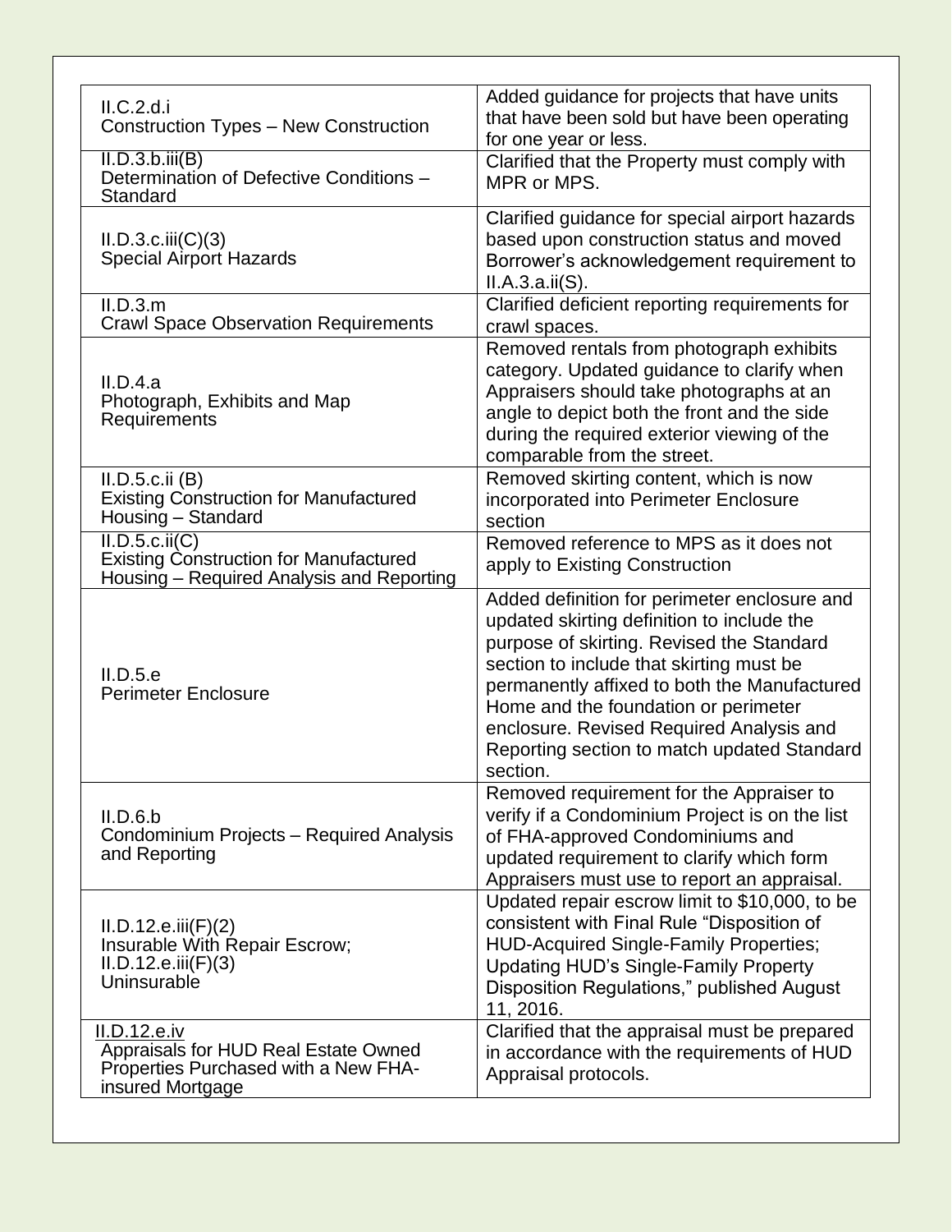| | |
|---|---|
| II.C.2.d.i<br>Construction Types – New Construction | Added guidance for projects that have units that have been sold but have been operating for one year or less. |
| II.D.3.b.iii(B)<br>Determination of Defective Conditions – Standard | Clarified that the Property must comply with MPR or MPS. |
| II.D.3.c.iii(C)(3)<br>Special Airport Hazards | Clarified guidance for special airport hazards based upon construction status and moved Borrower's acknowledgement requirement to II.A.3.a.ii(S). |
| II.D.3.m<br>Crawl Space Observation Requirements | Clarified deficient reporting requirements for crawl spaces. |
| II.D.4.a<br>Photograph, Exhibits and Map Requirements | Removed rentals from photograph exhibits category. Updated guidance to clarify when Appraisers should take photographs at an angle to depict both the front and the side during the required exterior viewing of the comparable from the street. |
| II.D.5.c.ii (B)<br>Existing Construction for Manufactured Housing – Standard | Removed skirting content, which is now incorporated into Perimeter Enclosure section |
| II.D.5.c.ii(C)<br>Existing Construction for Manufactured Housing – Required Analysis and Reporting | Removed reference to MPS as it does not apply to Existing Construction |
| II.D.5.e<br>Perimeter Enclosure | Added definition for perimeter enclosure and updated skirting definition to include the purpose of skirting. Revised the Standard section to include that skirting must be permanently affixed to both the Manufactured Home and the foundation or perimeter enclosure. Revised Required Analysis and Reporting section to match updated Standard section. |
| II.D.6.b<br>Condominium Projects – Required Analysis and Reporting | Removed requirement for the Appraiser to verify if a Condominium Project is on the list of FHA-approved Condominiums and updated requirement to clarify which form Appraisers must use to report an appraisal. |
| II.D.12.e.iii(F)(2)<br>Insurable With Repair Escrow;<br>II.D.12.e.iii(F)(3)<br>Uninsurable | Updated repair escrow limit to $10,000, to be consistent with Final Rule "Disposition of HUD-Acquired Single-Family Properties; Updating HUD's Single-Family Property Disposition Regulations," published August 11, 2016. |
| II.D.12.e.iv<br>Appraisals for HUD Real Estate Owned Properties Purchased with a New FHA-insured Mortgage | Clarified that the appraisal must be prepared in accordance with the requirements of HUD Appraisal protocols. |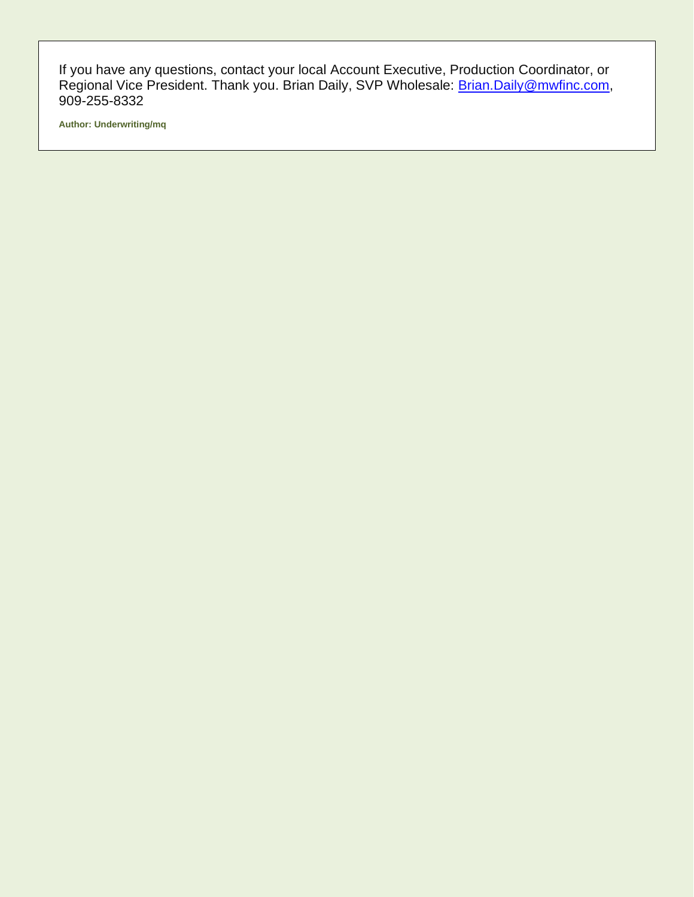If you have any questions, contact your local Account Executive, Production Coordinator, or Regional Vice President. Thank you. Brian Daily, SVP Wholesale: Brian.Daily@mwfinc.com, 909-255-8332

**Author: Underwriting/mq**